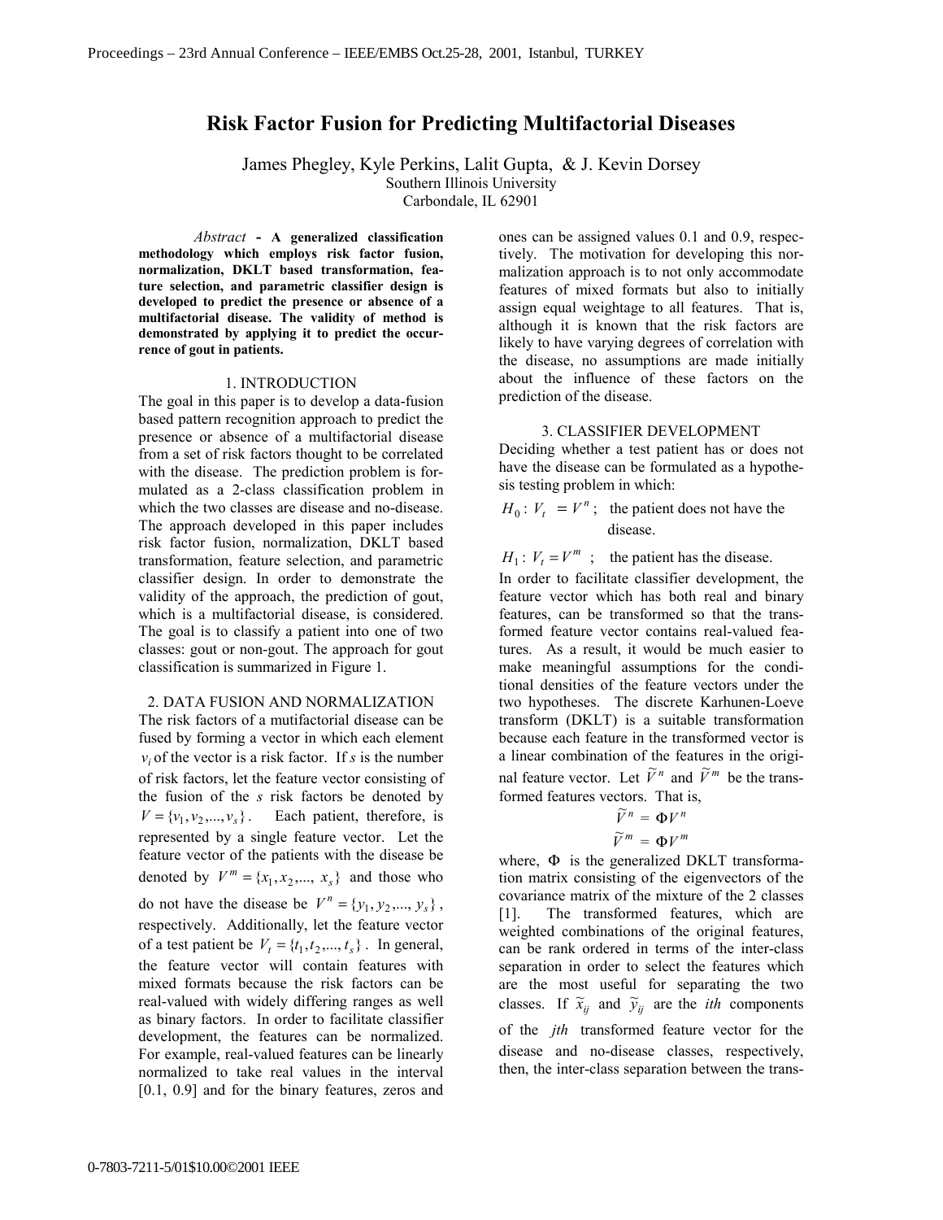# Risk Factor Fusion for Predicting Multifactorial Diseases

James Phegley, Kyle Perkins, Lalit Gupta, & J. Kevin Dorsey
Southern Illinois University
Carbondale, IL 62901

*Abstract* - **A generalized classification methodology which employs risk factor fusion, normalization, DKLT based transformation, feature selection, and parametric classifier design is developed to predict the presence or absence of a multifactorial disease. The validity of method is demonstrated by applying it to predict the occurrence of gout in patients.**

## 1. INTRODUCTION

The goal in this paper is to develop a data-fusion based pattern recognition approach to predict the presence or absence of a multifactorial disease from a set of risk factors thought to be correlated with the disease. The prediction problem is formulated as a 2-class classification problem in which the two classes are disease and no-disease. The approach developed in this paper includes risk factor fusion, normalization, DKLT based transformation, feature selection, and parametric classifier design. In order to demonstrate the validity of the approach, the prediction of gout, which is a multifactorial disease, is considered. The goal is to classify a patient into one of two classes: gout or non-gout. The approach for gout classification is summarized in Figure 1.

## 2. DATA FUSION AND NORMALIZATION

The risk factors of a mutifactorial disease can be fused by forming a vector in which each element $v_i$ of the vector is a risk factor. If $s$ is the number of risk factors, let the feature vector consisting of the fusion of the $s$ risk factors be denoted by $V = \{v_1, v_2, ..., v_s\}$. Each patient, therefore, is represented by a single feature vector. Let the feature vector of the patients with the disease be denoted by $V^m = \{x_1, x_2, ..., x_s\}$ and those who do not have the disease be $V^n = \{y_1, y_2, ..., y_s\}$, respectively. Additionally, let the feature vector of a test patient be $V_t = \{t_1, t_2, ..., t_s\}$. In general, the feature vector will contain features with mixed formats because the risk factors can be real-valued with widely differing ranges as well as binary factors. In order to facilitate classifier development, the features can be normalized. For example, real-valued features can be linearly normalized to take real values in the interval [0.1, 0.9] and for the binary features, zeros and ones can be assigned values 0.1 and 0.9, respectively. The motivation for developing this normalization approach is to not only accommodate features of mixed formats but also to initially assign equal weightage to all features. That is, although it is known that the risk factors are likely to have varying degrees of correlation with the disease, no assumptions are made initially about the influence of these factors on the prediction of the disease.

## 3. CLASSIFIER DEVELOPMENT

Deciding whether a test patient has or does not have the disease can be formulated as a hypothesis testing problem in which:

$H_0: V_t = V^n$ ; the patient does not have the disease.

$H_1: V_t = V^m$ ; the patient has the disease.

In order to facilitate classifier development, the feature vector which has both real and binary features, can be transformed so that the transformed feature vector contains real-valued features. As a result, it would be much easier to make meaningful assumptions for the conditional densities of the feature vectors under the two hypotheses. The discrete Karhunen-Loeve transform (DKLT) is a suitable transformation because each feature in the transformed vector is a linear combination of the features in the original feature vector. Let $\tilde{V}^n$ and $\tilde{V}^m$ be the transformed features vectors. That is,

$$\tilde{V}^n = \Phi V^n$$
$$\tilde{V}^m = \Phi V^m$$

where, $\Phi$ is the generalized DKLT transformation matrix consisting of the eigenvectors of the covariance matrix of the mixture of the 2 classes [1]. The transformed features, which are weighted combinations of the original features, can be rank ordered in terms of the inter-class separation in order to select the features which are the most useful for separating the two classes. If $\tilde{x}_{ij}$ and $\tilde{y}_{ij}$ are the *ith* components of the *jth* transformed feature vector for the disease and no-disease classes, respectively, then, the inter-class separation between the trans-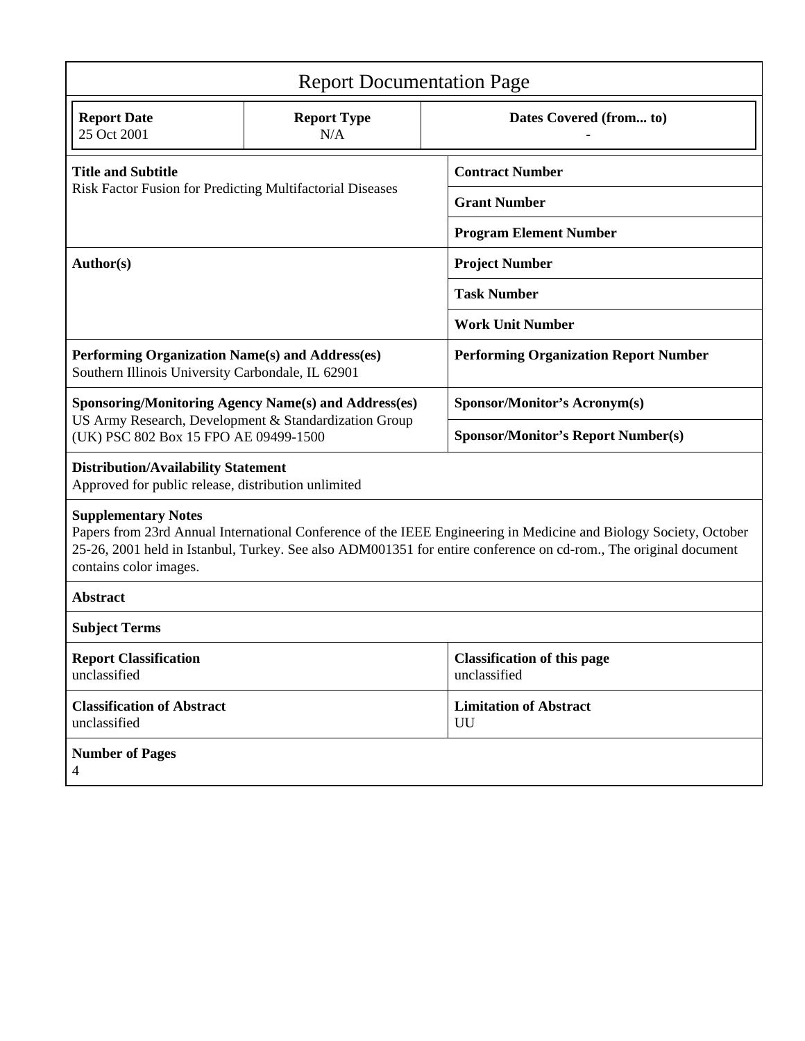# Report Documentation Page

| Report Date | Report Type | Dates Covered (from... to) |
|---|---|---|
| 25 Oct 2001 | N/A | - |

| | |
|---|---|
| **Title and Subtitle**<br>Risk Factor Fusion for Predicting Multifactorial Diseases | **Contract Number** |
| | **Grant Number** |
| | **Program Element Number** |
| **Author(s)** | **Project Number** |
| | **Task Number** |
| | **Work Unit Number** |
| **Performing Organization Name(s) and Address(es)**<br>Southern Illinois University Carbondale, IL 62901 | **Performing Organization Report Number** |
| **Sponsoring/Monitoring Agency Name(s) and Address(es)**<br>US Army Research, Development & Standardization Group (UK) PSC 802 Box 15 FPO AE 09499-1500 | **Sponsor/Monitor's Acronym(s)** |
| | **Sponsor/Monitor's Report Number(s)** |

**Distribution/Availability Statement**
Approved for public release, distribution unlimited

**Supplementary Notes**
Papers from 23rd Annual International Conference of the IEEE Engineering in Medicine and Biology Society, October 25-26, 2001 held in Istanbul, Turkey. See also ADM001351 for entire conference on cd-rom., The original document contains color images.

**Abstract**

**Subject Terms**

| | |
|---|---|
| **Report Classification**<br>unclassified | **Classification of this page**<br>unclassified |
| **Classification of Abstract**<br>unclassified | **Limitation of Abstract**<br>UU |

**Number of Pages**
4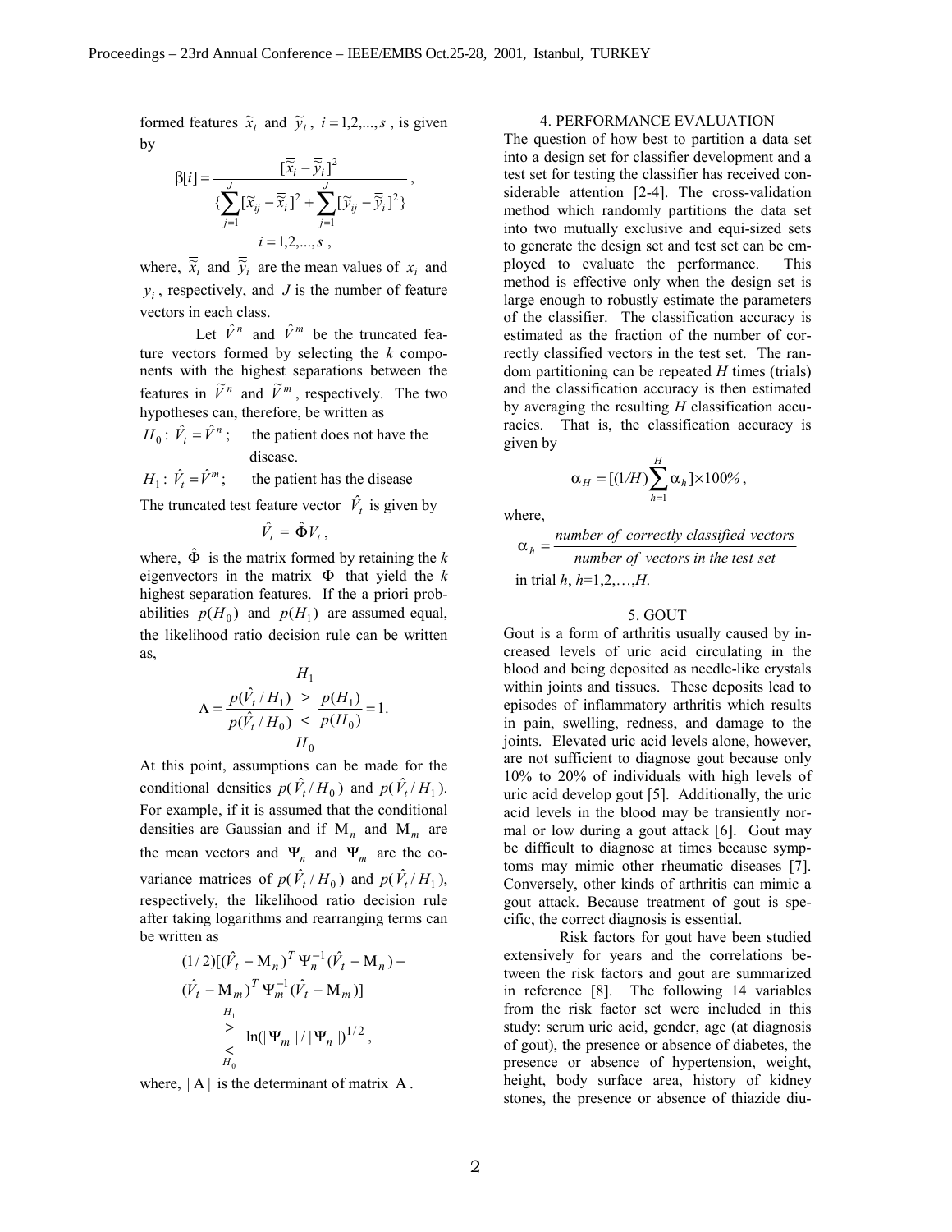formed features $\tilde{x}_i$ and $\tilde{y}_i$, $i = 1,2,...,s$, is given by

$$\beta[i] = \frac{[\bar{\bar{x}}_i - \bar{\bar{y}}_i]^2}{\{\sum_{j=1}^{J} [\tilde{x}_{ij} - \bar{\bar{x}}_i]^2 + \sum_{j=1}^{J} [\tilde{y}_{ij} - \bar{\bar{y}}_i]^2\}},$$
$$i = 1,2,...,s,$$

where, $\bar{\bar{x}}_i$ and $\bar{\bar{y}}_i$ are the mean values of $x_i$ and $y_i$, respectively, and $J$ is the number of feature vectors in each class.

Let $\hat{V}^n$ and $\hat{V}^m$ be the truncated feature vectors formed by selecting the *k* components with the highest separations between the features in $\tilde{V}^n$ and $\tilde{V}^m$, respectively. The two hypotheses can, therefore, be written as

$H_0$: $\hat{V}_t = \hat{V}^n$; the patient does not have the disease.

$H_1$: $\hat{V}_t = \hat{V}^m$; the patient has the disease

The truncated test feature vector $\hat{V}_t$ is given by

$$\hat{V}_t = \hat{\Phi} V_t,$$

where, $\hat{\Phi}$ is the matrix formed by retaining the *k* eigenvectors in the matrix $\Phi$ that yield the *k* highest separation features. If the a priori probabilities $p(H_0)$ and $p(H_1)$ are assumed equal, the likelihood ratio decision rule can be written as,

$$\Lambda = \frac{p(\hat{V}_t / H_1)}{p(\hat{V}_t / H_0)} \underset{H_0}{\overset{H_1}{\gtrless}} \frac{p(H_1)}{p(H_0)} = 1.$$

At this point, assumptions can be made for the conditional densities $p(\hat{V}_t / H_0)$ and $p(\hat{V}_t / H_1)$. For example, if it is assumed that the conditional densities are Gaussian and if $\mathrm{M}_n$ and $\mathrm{M}_m$ are the mean vectors and $\Psi_n$ and $\Psi_m$ are the covariance matrices of $p(\hat{V}_t / H_0)$ and $p(\hat{V}_t / H_1)$, respectively, the likelihood ratio decision rule after taking logarithms and rearranging terms can be written as

$$(1/2)[(\hat{V}_t - \mathrm{M}_n)^T \Psi_n^{-1} (\hat{V}_t - \mathrm{M}_n) - (\hat{V}_t - \mathrm{M}_m)^T \Psi_m^{-1} (\hat{V}_t - \mathrm{M}_m)] \underset{H_0}{\overset{H_1}{\gtrless}} \ln(|\Psi_m| / |\Psi_n|)^{1/2},$$

where, $|\mathrm{A}|$ is the determinant of matrix $\mathrm{A}$.

## 4. PERFORMANCE EVALUATION

The question of how best to partition a data set into a design set for classifier development and a test set for testing the classifier has received considerable attention [2-4]. The cross-validation method which randomly partitions the data set into two mutually exclusive and equi-sized sets to generate the design set and test set can be employed to evaluate the performance. This method is effective only when the design set is large enough to robustly estimate the parameters of the classifier. The classification accuracy is estimated as the fraction of the number of correctly classified vectors in the test set. The random partitioning can be repeated *H* times (trials) and the classification accuracy is then estimated by averaging the resulting *H* classification accuracies. That is, the classification accuracy is given by

$$\alpha_H = [(1/H) \sum_{h=1}^{H} \alpha_h] \times 100\%,$$

where,

$$\alpha_h = \frac{\textit{number of correctly classified vectors}}{\textit{number of vectors in the test set}}$$

in trial $h$, $h$=1,2,…,$H$.

## 5. GOUT

Gout is a form of arthritis usually caused by increased levels of uric acid circulating in the blood and being deposited as needle-like crystals within joints and tissues. These deposits lead to episodes of inflammatory arthritis which results in pain, swelling, redness, and damage to the joints. Elevated uric acid levels alone, however, are not sufficient to diagnose gout because only 10% to 20% of individuals with high levels of uric acid develop gout [5]. Additionally, the uric acid levels in the blood may be transiently normal or low during a gout attack [6]. Gout may be difficult to diagnose at times because symptoms may mimic other rheumatic diseases [7]. Conversely, other kinds of arthritis can mimic a gout attack. Because treatment of gout is specific, the correct diagnosis is essential.

Risk factors for gout have been studied extensively for years and the correlations between the risk factors and gout are summarized in reference [8]. The following 14 variables from the risk factor set were included in this study: serum uric acid, gender, age (at diagnosis of gout), the presence or absence of diabetes, the presence or absence of hypertension, weight, height, body surface area, history of kidney stones, the presence or absence of thiazide diu-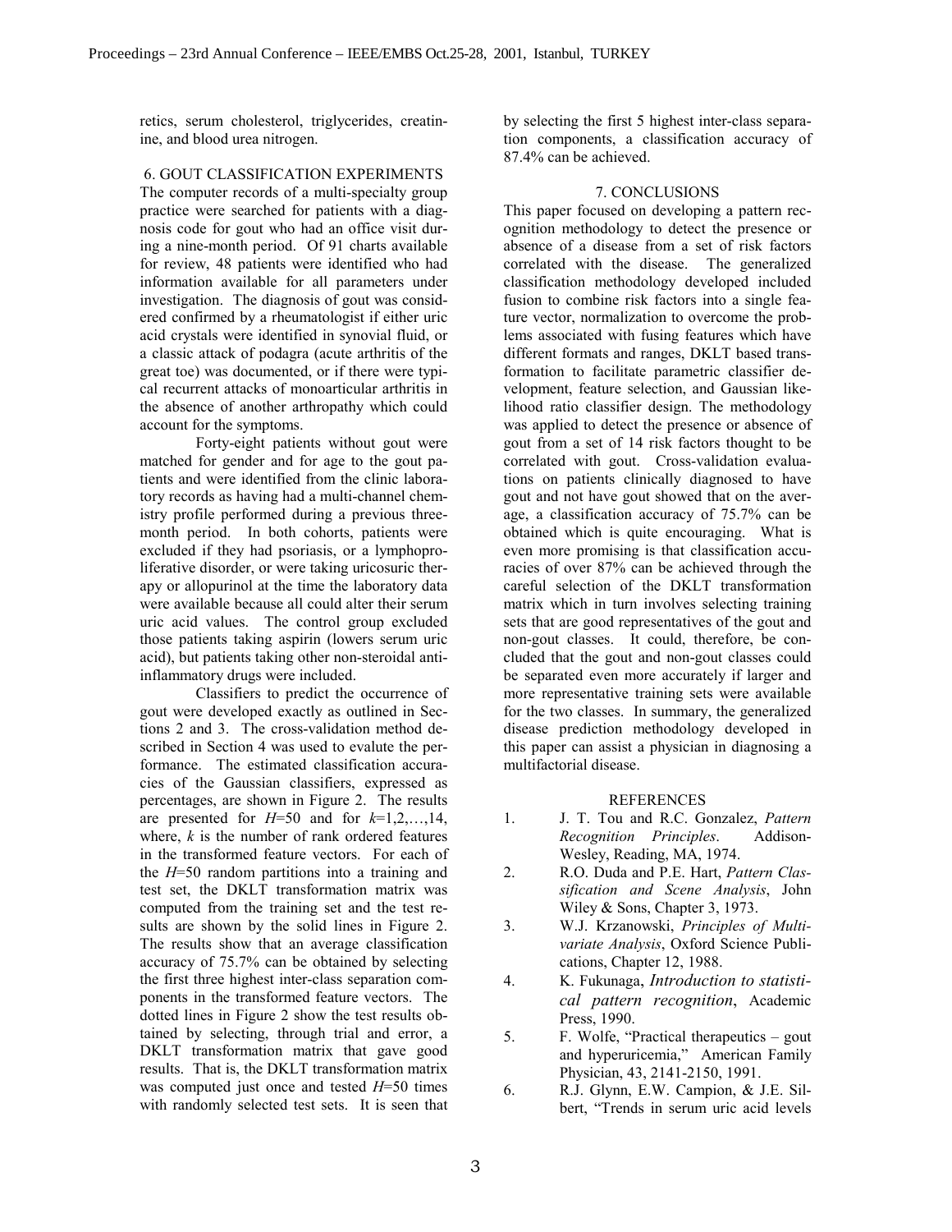retics, serum cholesterol, triglycerides, creatinine, and blood urea nitrogen.

## 6. GOUT CLASSIFICATION EXPERIMENTS

The computer records of a multi-specialty group practice were searched for patients with a diagnosis code for gout who had an office visit during a nine-month period. Of 91 charts available for review, 48 patients were identified who had information available for all parameters under investigation. The diagnosis of gout was considered confirmed by a rheumatologist if either uric acid crystals were identified in synovial fluid, or a classic attack of podagra (acute arthritis of the great toe) was documented, or if there were typical recurrent attacks of monoarticular arthritis in the absence of another arthropathy which could account for the symptoms.

Forty-eight patients without gout were matched for gender and for age to the gout patients and were identified from the clinic laboratory records as having had a multi-channel chemistry profile performed during a previous three-month period. In both cohorts, patients were excluded if they had psoriasis, or a lymphoproliferative disorder, or were taking uricosuric therapy or allopurinol at the time the laboratory data were available because all could alter their serum uric acid values. The control group excluded those patients taking aspirin (lowers serum uric acid), but patients taking other non-steroidal anti-inflammatory drugs were included.

Classifiers to predict the occurrence of gout were developed exactly as outlined in Sections 2 and 3. The cross-validation method described in Section 4 was used to evalute the performance. The estimated classification accuracies of the Gaussian classifiers, expressed as percentages, are shown in Figure 2. The results are presented for $H$=50 and for $k$=1,2,…,14, where, $k$ is the number of rank ordered features in the transformed feature vectors. For each of the $H$=50 random partitions into a training and test set, the DKLT transformation matrix was computed from the training set and the test results are shown by the solid lines in Figure 2. The results show that an average classification accuracy of 75.7% can be obtained by selecting the first three highest inter-class separation components in the transformed feature vectors. The dotted lines in Figure 2 show the test results obtained by selecting, through trial and error, a DKLT transformation matrix that gave good results. That is, the DKLT transformation matrix was computed just once and tested $H$=50 times with randomly selected test sets. It is seen that by selecting the first 5 highest inter-class separation components, a classification accuracy of 87.4% can be achieved.

## 7. CONCLUSIONS

This paper focused on developing a pattern recognition methodology to detect the presence or absence of a disease from a set of risk factors correlated with the disease. The generalized classification methodology developed included fusion to combine risk factors into a single feature vector, normalization to overcome the problems associated with fusing features which have different formats and ranges, DKLT based transformation to facilitate parametric classifier development, feature selection, and Gaussian likelihood ratio classifier design. The methodology was applied to detect the presence or absence of gout from a set of 14 risk factors thought to be correlated with gout. Cross-validation evaluations on patients clinically diagnosed to have gout and not have gout showed that on the average, a classification accuracy of 75.7% can be obtained which is quite encouraging. What is even more promising is that classification accuracies of over 87% can be achieved through the careful selection of the DKLT transformation matrix which in turn involves selecting training sets that are good representatives of the gout and non-gout classes. It could, therefore, be concluded that the gout and non-gout classes could be separated even more accurately if larger and more representative training sets were available for the two classes. In summary, the generalized disease prediction methodology developed in this paper can assist a physician in diagnosing a multifactorial disease.

## REFERENCES

1. J. T. Tou and R.C. Gonzalez, *Pattern Recognition Principles*. Addison-Wesley, Reading, MA, 1974.
2. R.O. Duda and P.E. Hart, *Pattern Classification and Scene Analysis*, John Wiley & Sons, Chapter 3, 1973.
3. W.J. Krzanowski, *Principles of Multivariate Analysis*, Oxford Science Publications, Chapter 12, 1988.
4. K. Fukunaga, *Introduction to statistical pattern recognition*, Academic Press, 1990.
5. F. Wolfe, "Practical therapeutics – gout and hyperuricemia," American Family Physician, 43, 2141-2150, 1991.
6. R.J. Glynn, E.W. Campion, & J.E. Silbert, "Trends in serum uric acid levels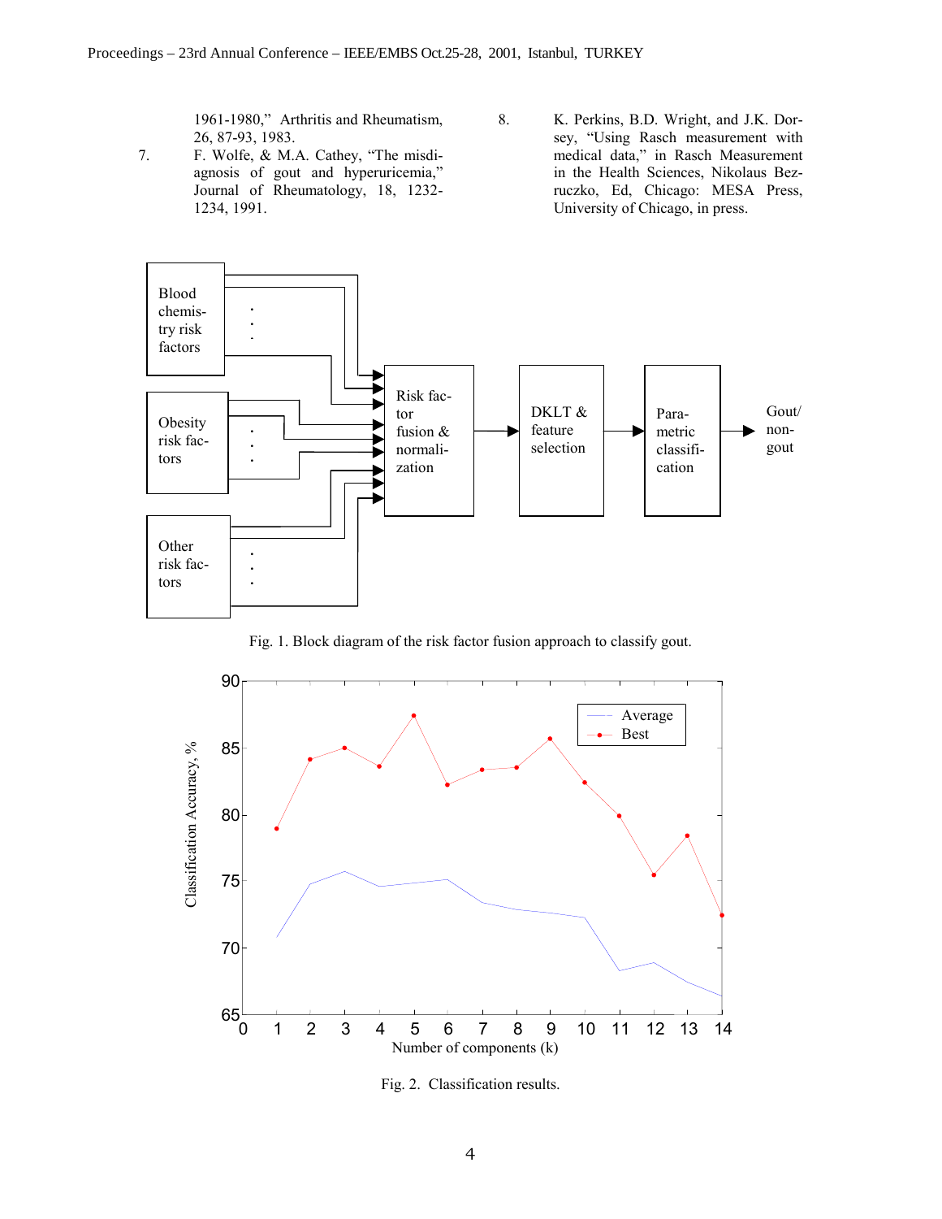1961-1980," Arthritis and Rheumatism, 26, 87-93, 1983.

7. F. Wolfe, & M.A. Cathey, "The misdiagnosis of gout and hyperuricemia," Journal of Rheumatology, 18, 1232-1234, 1991.

8. K. Perkins, B.D. Wright, and J.K. Dorsey, "Using Rasch measurement with medical data," in Rasch Measurement in the Health Sciences, Nikolaus Bezruczko, Ed, Chicago: MESA Press, University of Chicago, in press.

Blood chemistry risk factors

Obesity risk factors

Other risk factors

Risk factor fusion & normalization

DKLT & feature selection

Parametric classification

Gout/ non-gout

Fig. 1. Block diagram of the risk factor fusion approach to classify gout.

Classification Accuracy, %

90

85

80

75

70

65

0 1 2 3 4 5 6 7 8 9 10 11 12 13 14

Number of components (k)

Average

Best

Fig. 2. Classification results.